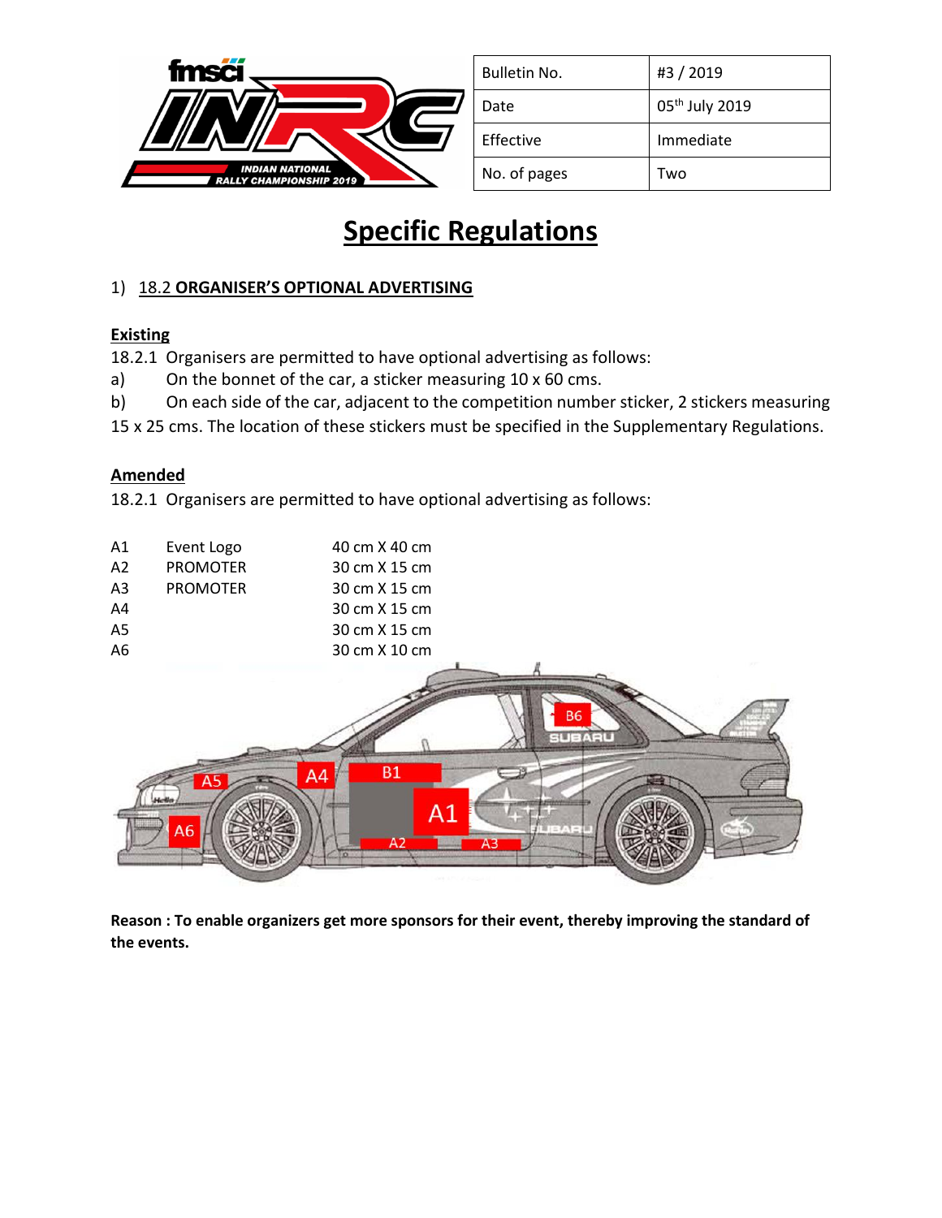| Bulletin No. | #3 / 2019 |
|---|---|
| Date | 05th July 2019 |
| Effective | Immediate |
| No. of pages | Two |

# Specific Regulations

1) 18.2 **ORGANISER'S OPTIONAL ADVERTISING**

**Existing**

18.2.1 Organisers are permitted to have optional advertising as follows:

a) On the bonnet of the car, a sticker measuring 10 x 60 cms.

b) On each side of the car, adjacent to the competition number sticker, 2 stickers measuring 15 x 25 cms. The location of these stickers must be specified in the Supplementary Regulations.

**Amended**

18.2.1 Organisers are permitted to have optional advertising as follows:

| | | |
|---|---|---|
| A1 | Event Logo | 40 cm X 40 cm |
| A2 | PROMOTER | 30 cm X 15 cm |
| A3 | PROMOTER | 30 cm X 15 cm |
| A4 | | 30 cm X 15 cm |
| A5 | | 30 cm X 15 cm |
| A6 | | 30 cm X 10 cm |

**Reason : To enable organizers get more sponsors for their event, thereby improving the standard of the events.**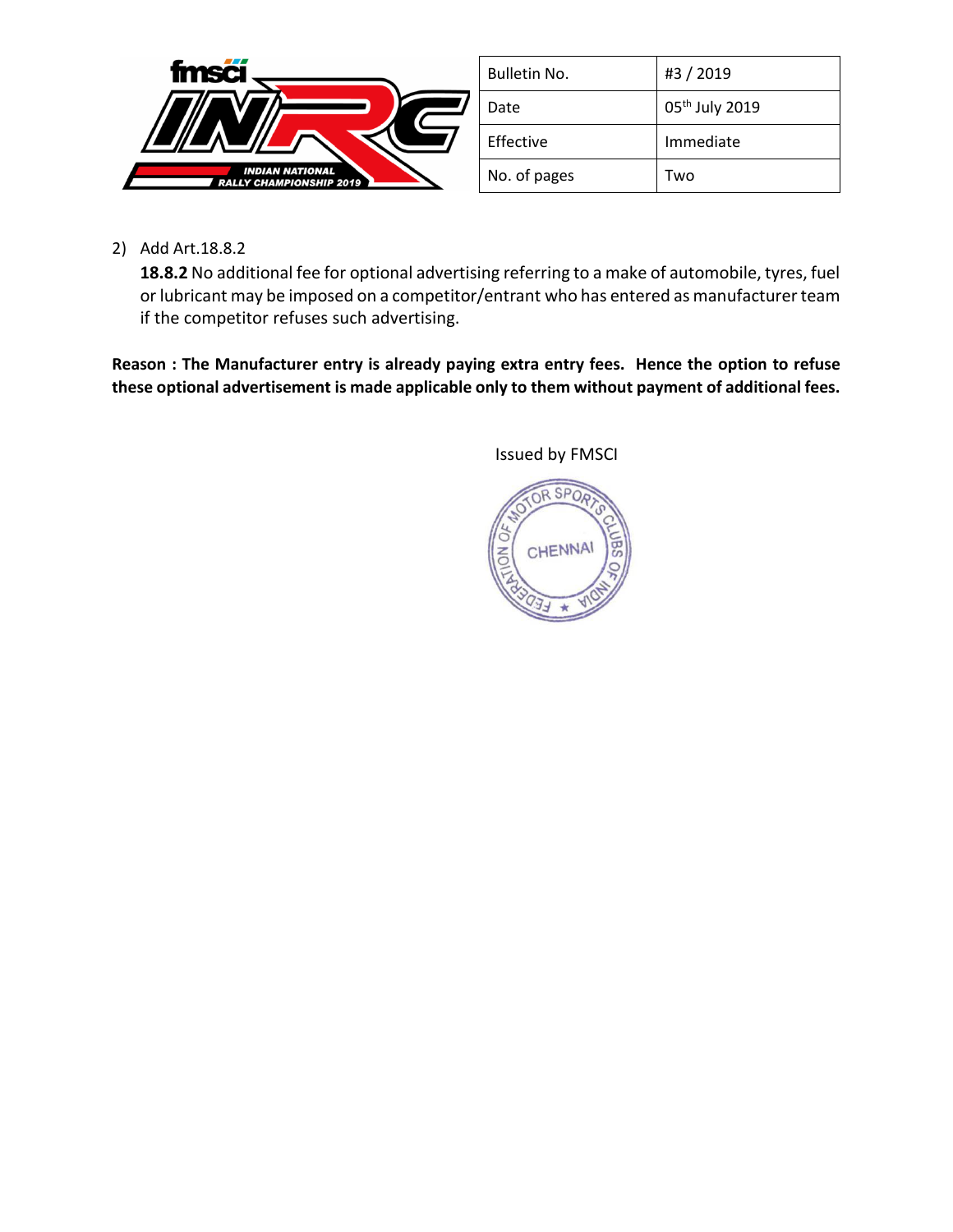| | |
|---|---|
| Bulletin No. | #3 / 2019 |
| Date | 05th July 2019 |
| Effective | Immediate |
| No. of pages | Two |

2) Add Art.18.8.2

   **18.8.2** No additional fee for optional advertising referring to a make of automobile, tyres, fuel or lubricant may be imposed on a competitor/entrant who has entered as manufacturer team if the competitor refuses such advertising.

**Reason : The Manufacturer entry is already paying extra entry fees. Hence the option to refuse these optional advertisement is made applicable only to them without payment of additional fees.**

Issued by FMSCI